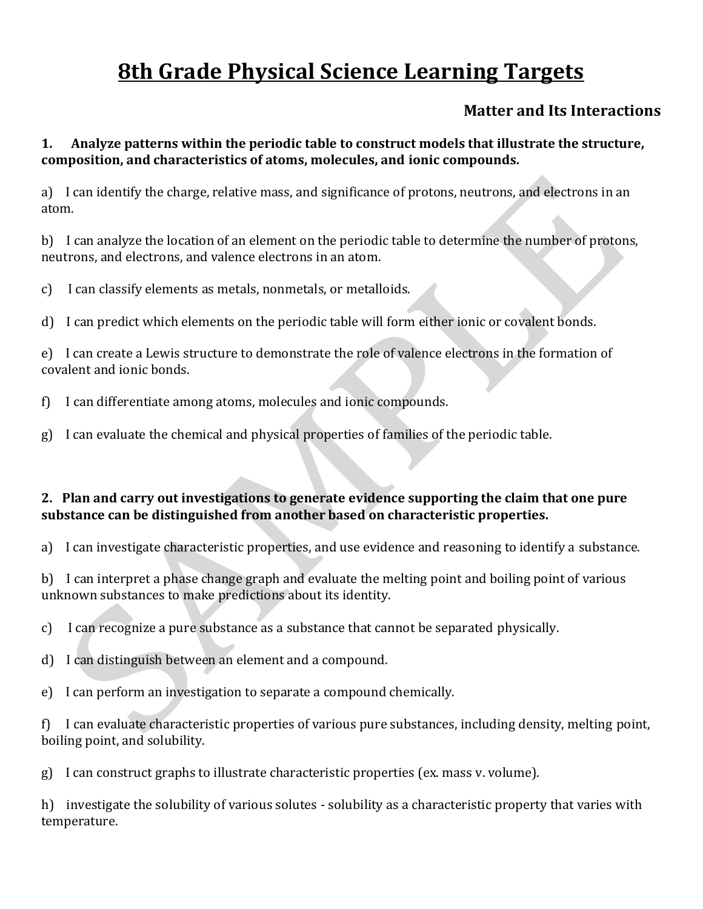# 8th Grade Physical Science Learning Targets

### Matter and Its Interactions

**1. Analyze patterns within the periodic table to construct models that illustrate the structure, composition, and characteristics of atoms, molecules, and ionic compounds.**

a) I can identify the charge, relative mass, and significance of protons, neutrons, and electrons in an atom.

b) I can analyze the location of an element on the periodic table to determine the number of protons, neutrons, and electrons, and valence electrons in an atom.

c) I can classify elements as metals, nonmetals, or metalloids.

d) I can predict which elements on the periodic table will form either ionic or covalent bonds.

e) I can create a Lewis structure to demonstrate the role of valence electrons in the formation of covalent and ionic bonds.

f) I can differentiate among atoms, molecules and ionic compounds.

g) I can evaluate the chemical and physical properties of families of the periodic table.

**2. Plan and carry out investigations to generate evidence supporting the claim that one pure substance can be distinguished from another based on characteristic properties.**

a) I can investigate characteristic properties, and use evidence and reasoning to identify a substance.

b) I can interpret a phase change graph and evaluate the melting point and boiling point of various unknown substances to make predictions about its identity.

c) I can recognize a pure substance as a substance that cannot be separated physically.

d) I can distinguish between an element and a compound.

e) I can perform an investigation to separate a compound chemically.

f) I can evaluate characteristic properties of various pure substances, including density, melting point, boiling point, and solubility.

g) I can construct graphs to illustrate characteristic properties (ex. mass v. volume).

h) investigate the solubility of various solutes - solubility as a characteristic property that varies with temperature.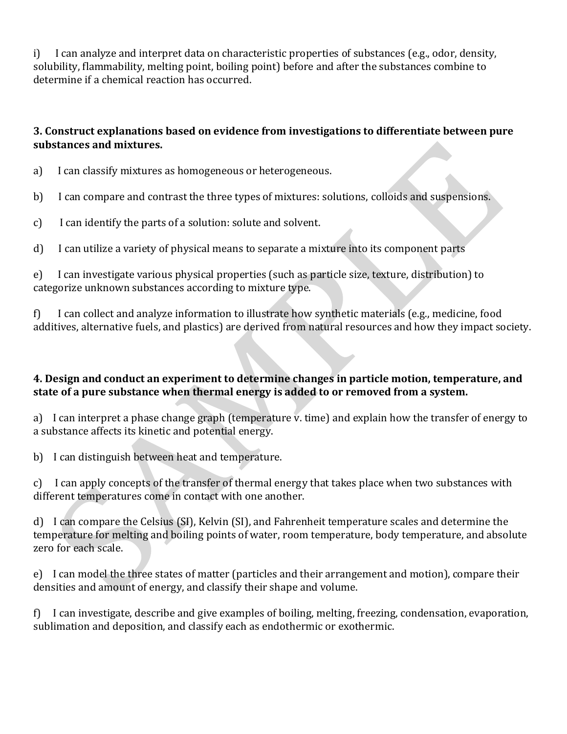i) I can analyze and interpret data on characteristic properties of substances (e.g., odor, density, solubility, flammability, melting point, boiling point) before and after the substances combine to determine if a chemical reaction has occurred.

**3. Construct explanations based on evidence from investigations to differentiate between pure substances and mixtures.**

a) I can classify mixtures as homogeneous or heterogeneous.

b) I can compare and contrast the three types of mixtures: solutions, colloids and suspensions.

c) I can identify the parts of a solution: solute and solvent.

d) I can utilize a variety of physical means to separate a mixture into its component parts

e) I can investigate various physical properties (such as particle size, texture, distribution) to categorize unknown substances according to mixture type.

f) I can collect and analyze information to illustrate how synthetic materials (e.g., medicine, food additives, alternative fuels, and plastics) are derived from natural resources and how they impact society.

**4. Design and conduct an experiment to determine changes in particle motion, temperature, and state of a pure substance when thermal energy is added to or removed from a system.**

a) I can interpret a phase change graph (temperature v. time) and explain how the transfer of energy to a substance affects its kinetic and potential energy.

b) I can distinguish between heat and temperature.

c) I can apply concepts of the transfer of thermal energy that takes place when two substances with different temperatures come in contact with one another.

d) I can compare the Celsius (SI), Kelvin (SI), and Fahrenheit temperature scales and determine the temperature for melting and boiling points of water, room temperature, body temperature, and absolute zero for each scale.

e) I can model the three states of matter (particles and their arrangement and motion), compare their densities and amount of energy, and classify their shape and volume.

f) I can investigate, describe and give examples of boiling, melting, freezing, condensation, evaporation, sublimation and deposition, and classify each as endothermic or exothermic.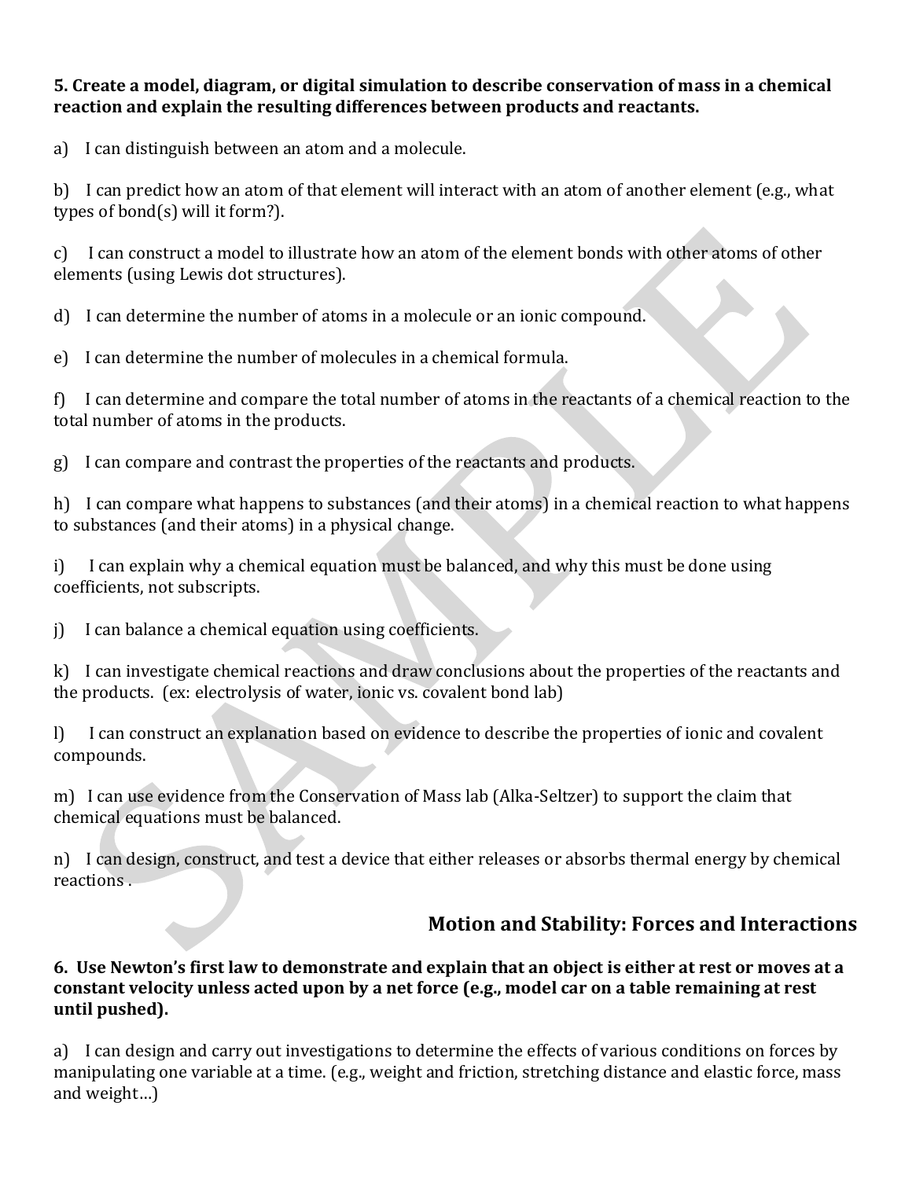**5. Create a model, diagram, or digital simulation to describe conservation of mass in a chemical reaction and explain the resulting differences between products and reactants.**

a) I can distinguish between an atom and a molecule.

b) I can predict how an atom of that element will interact with an atom of another element (e.g., what types of bond(s) will it form?).

c) I can construct a model to illustrate how an atom of the element bonds with other atoms of other elements (using Lewis dot structures).

d) I can determine the number of atoms in a molecule or an ionic compound.

e) I can determine the number of molecules in a chemical formula.

f) I can determine and compare the total number of atoms in the reactants of a chemical reaction to the total number of atoms in the products.

g) I can compare and contrast the properties of the reactants and products.

h) I can compare what happens to substances (and their atoms) in a chemical reaction to what happens to substances (and their atoms) in a physical change.

i) I can explain why a chemical equation must be balanced, and why this must be done using coefficients, not subscripts.

j) I can balance a chemical equation using coefficients.

k) I can investigate chemical reactions and draw conclusions about the properties of the reactants and the products. (ex: electrolysis of water, ionic vs. covalent bond lab)

l) I can construct an explanation based on evidence to describe the properties of ionic and covalent compounds.

m) I can use evidence from the Conservation of Mass lab (Alka-Seltzer) to support the claim that chemical equations must be balanced.

n) I can design, construct, and test a device that either releases or absorbs thermal energy by chemical reactions .

## Motion and Stability: Forces and Interactions

**6. Use Newton's first law to demonstrate and explain that an object is either at rest or moves at a constant velocity unless acted upon by a net force (e.g., model car on a table remaining at rest until pushed).**

a) I can design and carry out investigations to determine the effects of various conditions on forces by manipulating one variable at a time. (e.g., weight and friction, stretching distance and elastic force, mass and weight…)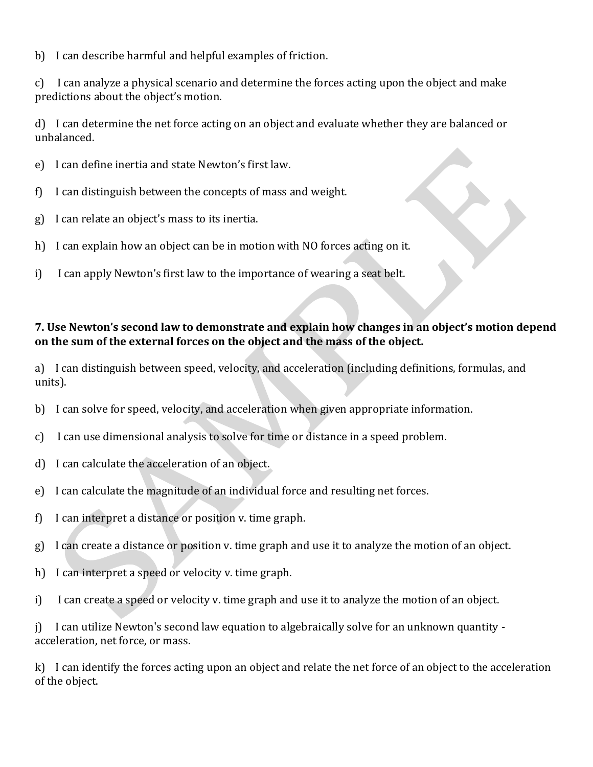b) I can describe harmful and helpful examples of friction.

c) I can analyze a physical scenario and determine the forces acting upon the object and make predictions about the object's motion.

d) I can determine the net force acting on an object and evaluate whether they are balanced or unbalanced.

e) I can define inertia and state Newton's first law.

f) I can distinguish between the concepts of mass and weight.

g) I can relate an object's mass to its inertia.

h) I can explain how an object can be in motion with NO forces acting on it.

i) I can apply Newton's first law to the importance of wearing a seat belt.

**7. Use Newton's second law to demonstrate and explain how changes in an object's motion depend on the sum of the external forces on the object and the mass of the object.**

a) I can distinguish between speed, velocity, and acceleration (including definitions, formulas, and units).

b) I can solve for speed, velocity, and acceleration when given appropriate information.

c) I can use dimensional analysis to solve for time or distance in a speed problem.

d) I can calculate the acceleration of an object.

e) I can calculate the magnitude of an individual force and resulting net forces.

f) I can interpret a distance or position v. time graph.

g) I can create a distance or position v. time graph and use it to analyze the motion of an object.

h) I can interpret a speed or velocity v. time graph.

i) I can create a speed or velocity v. time graph and use it to analyze the motion of an object.

j) I can utilize Newton's second law equation to algebraically solve for an unknown quantity - acceleration, net force, or mass.

k) I can identify the forces acting upon an object and relate the net force of an object to the acceleration of the object.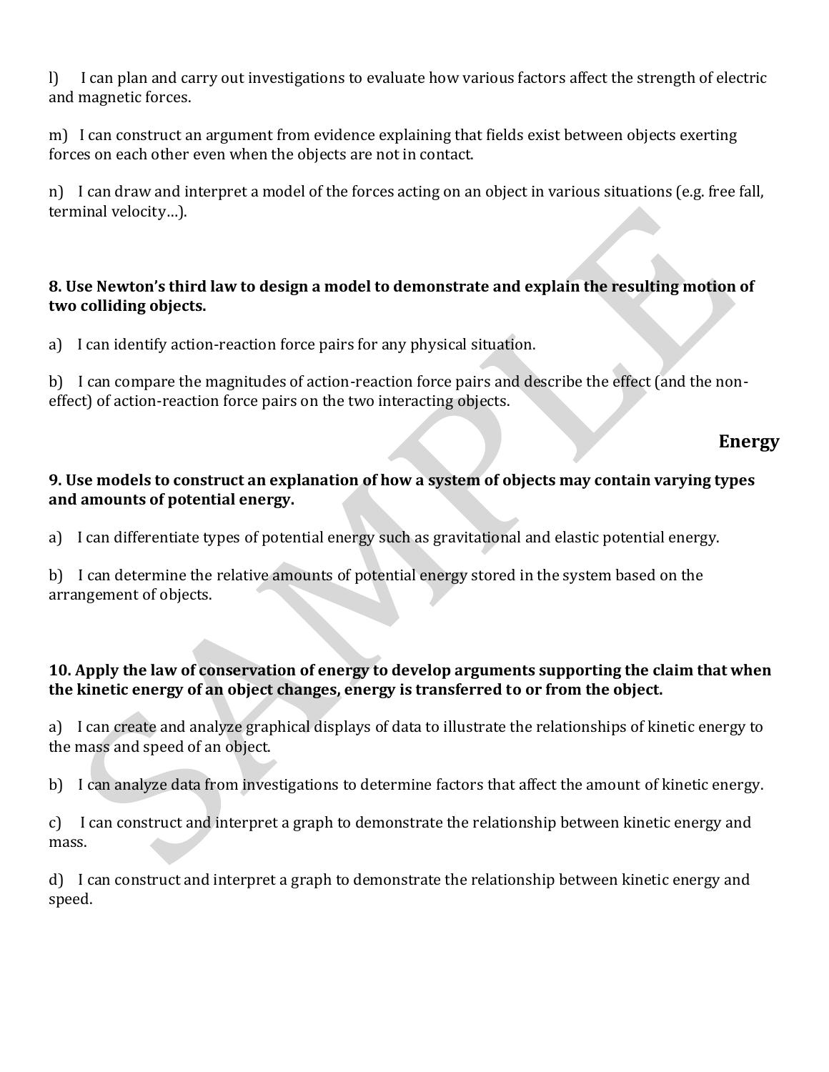l) I can plan and carry out investigations to evaluate how various factors affect the strength of electric and magnetic forces.

m) I can construct an argument from evidence explaining that fields exist between objects exerting forces on each other even when the objects are not in contact.

n) I can draw and interpret a model of the forces acting on an object in various situations (e.g. free fall, terminal velocity…).

**8. Use Newton's third law to design a model to demonstrate and explain the resulting motion of two colliding objects.**

a) I can identify action-reaction force pairs for any physical situation.

b) I can compare the magnitudes of action-reaction force pairs and describe the effect (and the non-effect) of action-reaction force pairs on the two interacting objects.

## Energy

**9. Use models to construct an explanation of how a system of objects may contain varying types and amounts of potential energy.**

a) I can differentiate types of potential energy such as gravitational and elastic potential energy.

b) I can determine the relative amounts of potential energy stored in the system based on the arrangement of objects.

**10. Apply the law of conservation of energy to develop arguments supporting the claim that when the kinetic energy of an object changes, energy is transferred to or from the object.**

a) I can create and analyze graphical displays of data to illustrate the relationships of kinetic energy to the mass and speed of an object.

b) I can analyze data from investigations to determine factors that affect the amount of kinetic energy.

c) I can construct and interpret a graph to demonstrate the relationship between kinetic energy and mass.

d) I can construct and interpret a graph to demonstrate the relationship between kinetic energy and speed.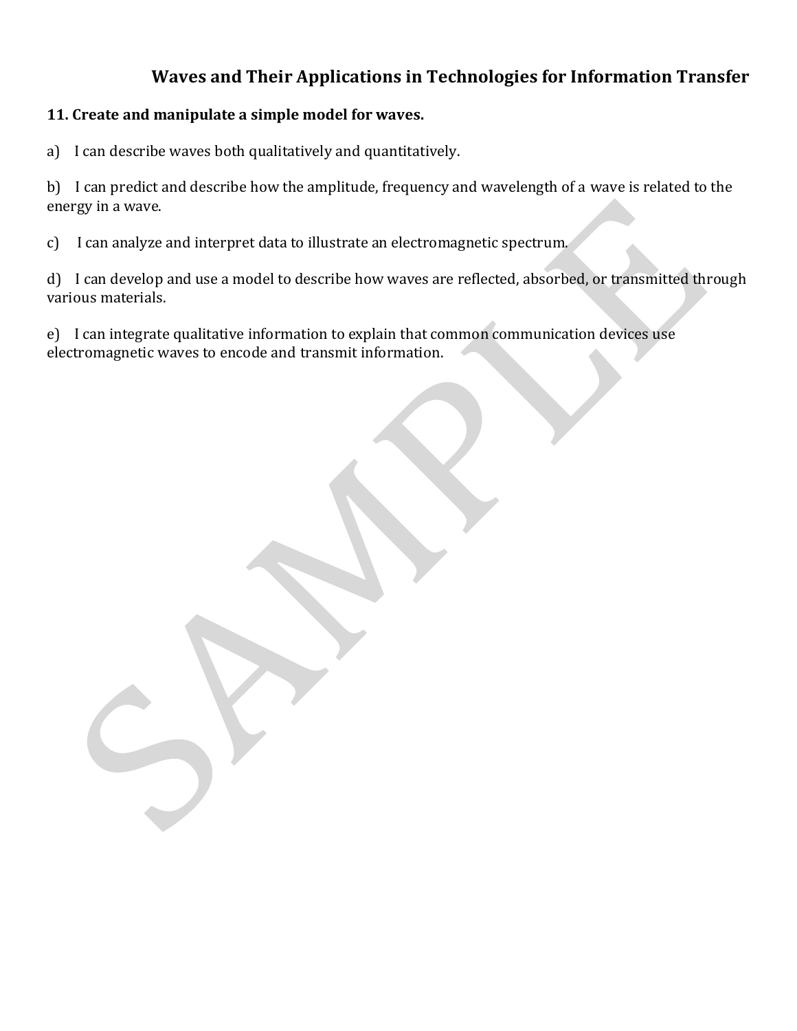## Waves and Their Applications in Technologies for Information Transfer

**11. Create and manipulate a simple model for waves.**

a) I can describe waves both qualitatively and quantitatively.

b) I can predict and describe how the amplitude, frequency and wavelength of a wave is related to the energy in a wave.

c) I can analyze and interpret data to illustrate an electromagnetic spectrum.

d) I can develop and use a model to describe how waves are reflected, absorbed, or transmitted through various materials.

e) I can integrate qualitative information to explain that common communication devices use electromagnetic waves to encode and transmit information.